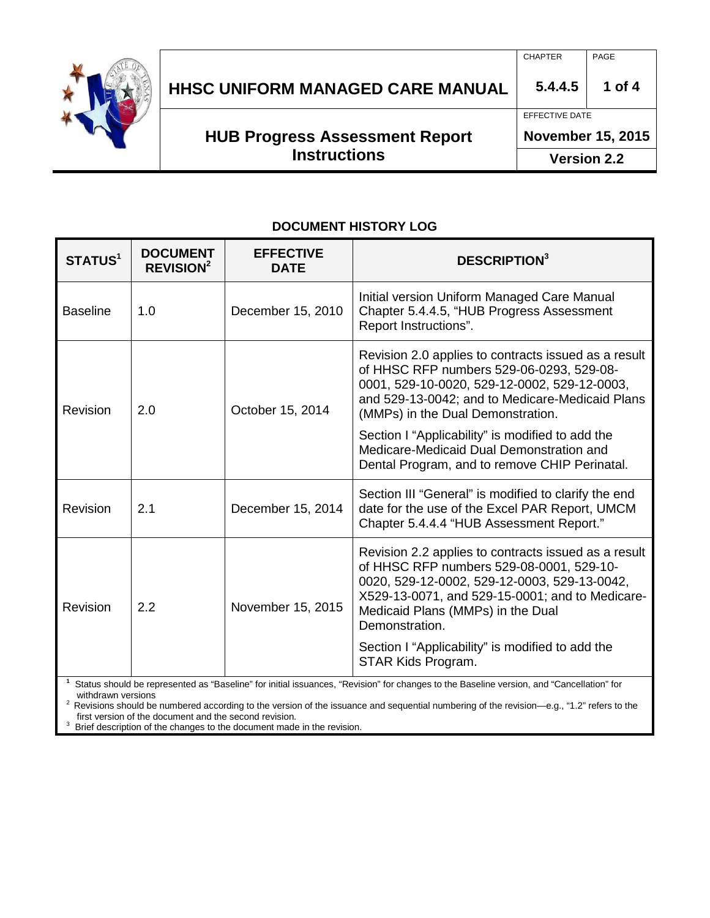# HHSC UNIFORM MANAGED CARE MANUAL

| CHAPTER | PAGE |
|---|---|
| 5.4.4.5 | 1 of 4 |

## HUB Progress Assessment Report Instructions

EFFECTIVE DATE: November 15, 2015

Version 2.2

### DOCUMENT HISTORY LOG

| STATUS[1] | DOCUMENT REVISION[2] | EFFECTIVE DATE | DESCRIPTION[3] |
|---|---|---|---|
| Baseline | 1.0 | December 15, 2010 | Initial version Uniform Managed Care Manual Chapter 5.4.4.5, "HUB Progress Assessment Report Instructions". |
| Revision | 2.0 | October 15, 2014 | Revision 2.0 applies to contracts issued as a result of HHSC RFP numbers 529-06-0293, 529-08-0001, 529-10-0020, 529-12-0002, 529-12-0003, and 529-13-0042; and to Medicare-Medicaid Plans (MMPs) in the Dual Demonstration.<br><br>Section I "Applicability" is modified to add the Medicare-Medicaid Dual Demonstration and Dental Program, and to remove CHIP Perinatal. |
| Revision | 2.1 | December 15, 2014 | Section III "General" is modified to clarify the end date for the use of the Excel PAR Report, UMCM Chapter 5.4.4.4 "HUB Assessment Report." |
| Revision | 2.2 | November 15, 2015 | Revision 2.2 applies to contracts issued as a result of HHSC RFP numbers 529-08-0001, 529-10-0020, 529-12-0002, 529-12-0003, 529-13-0042, X529-13-0071, and 529-15-0001; and to Medicare-Medicaid Plans (MMPs) in the Dual Demonstration.<br><br>Section I "Applicability" is modified to add the STAR Kids Program. |

[1] Status should be represented as "Baseline" for initial issuances, "Revision" for changes to the Baseline version, and "Cancellation" for withdrawn versions

[2] Revisions should be numbered according to the version of the issuance and sequential numbering of the revision—e.g., "1.2" refers to the first version of the document and the second revision.

[3] Brief description of the changes to the document made in the revision.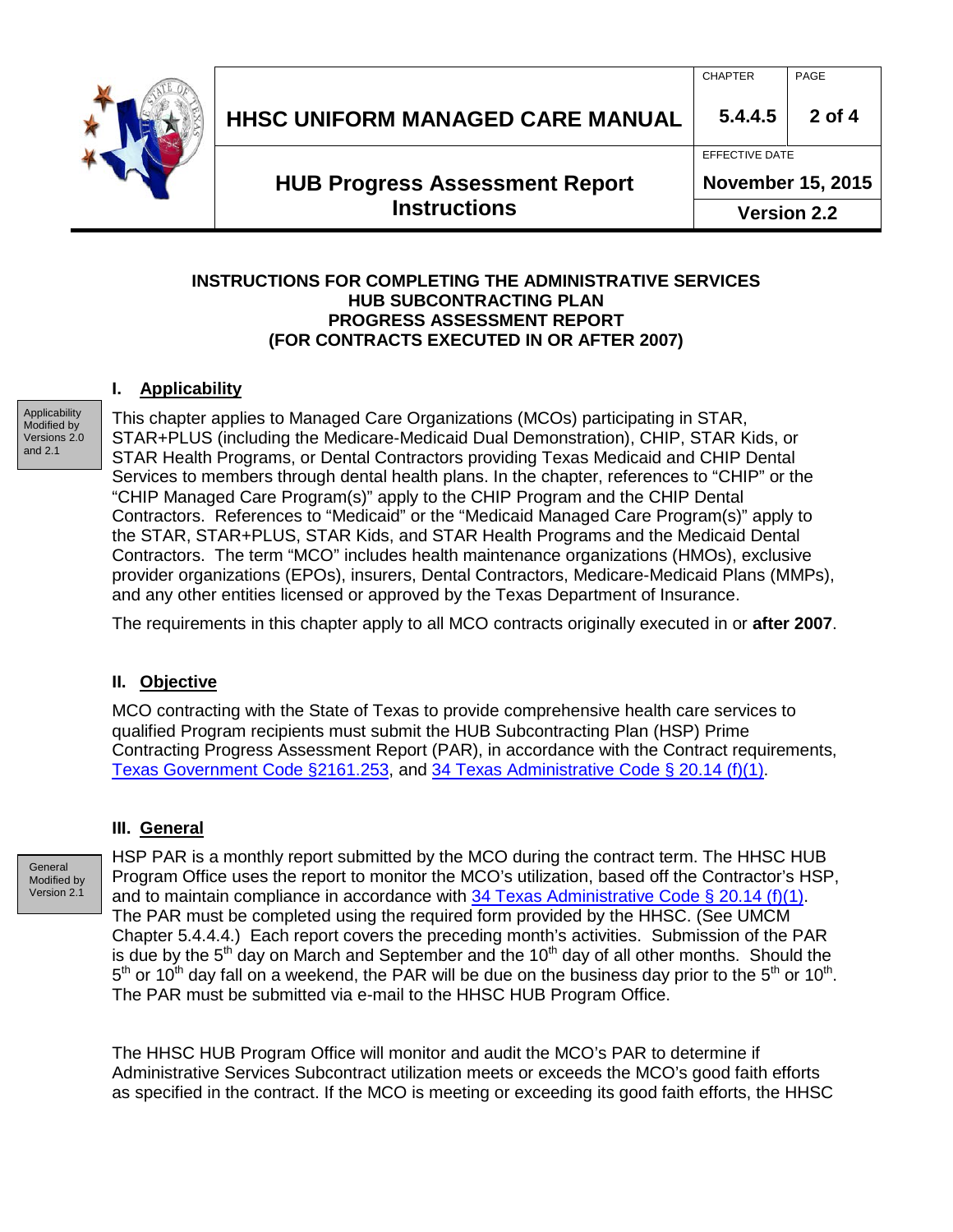**INSTRUCTIONS FOR COMPLETING THE ADMINISTRATIVE SERVICES HUB SUBCONTRACTING PLAN PROGRESS ASSESSMENT REPORT (FOR CONTRACTS EXECUTED IN OR AFTER 2007)**

## I. Applicability

Applicability Modified by Versions 2.0 and 2.1

This chapter applies to Managed Care Organizations (MCOs) participating in STAR, STAR+PLUS (including the Medicare-Medicaid Dual Demonstration), CHIP, STAR Kids, or STAR Health Programs, or Dental Contractors providing Texas Medicaid and CHIP Dental Services to members through dental health plans. In the chapter, references to "CHIP" or the "CHIP Managed Care Program(s)" apply to the CHIP Program and the CHIP Dental Contractors. References to "Medicaid" or the "Medicaid Managed Care Program(s)" apply to the STAR, STAR+PLUS, STAR Kids, and STAR Health Programs and the Medicaid Dental Contractors. The term "MCO" includes health maintenance organizations (HMOs), exclusive provider organizations (EPOs), insurers, Dental Contractors, Medicare-Medicaid Plans (MMPs), and any other entities licensed or approved by the Texas Department of Insurance.

The requirements in this chapter apply to all MCO contracts originally executed in or **after 2007**.

## II. Objective

MCO contracting with the State of Texas to provide comprehensive health care services to qualified Program recipients must submit the HUB Subcontracting Plan (HSP) Prime Contracting Progress Assessment Report (PAR), in accordance with the Contract requirements, Texas Government Code §2161.253, and 34 Texas Administrative Code § 20.14 (f)(1).

## III. General

General Modified by Version 2.1

HSP PAR is a monthly report submitted by the MCO during the contract term. The HHSC HUB Program Office uses the report to monitor the MCO's utilization, based off the Contractor's HSP, and to maintain compliance in accordance with 34 Texas Administrative Code § 20.14 (f)(1). The PAR must be completed using the required form provided by the HHSC. (See UMCM Chapter 5.4.4.4.) Each report covers the preceding month's activities. Submission of the PAR is due by the 5th day on March and September and the 10th day of all other months. Should the 5th or 10th day fall on a weekend, the PAR will be due on the business day prior to the 5th or 10th. The PAR must be submitted via e-mail to the HHSC HUB Program Office.

The HHSC HUB Program Office will monitor and audit the MCO's PAR to determine if Administrative Services Subcontract utilization meets or exceeds the MCO's good faith efforts as specified in the contract. If the MCO is meeting or exceeding its good faith efforts, the HHSC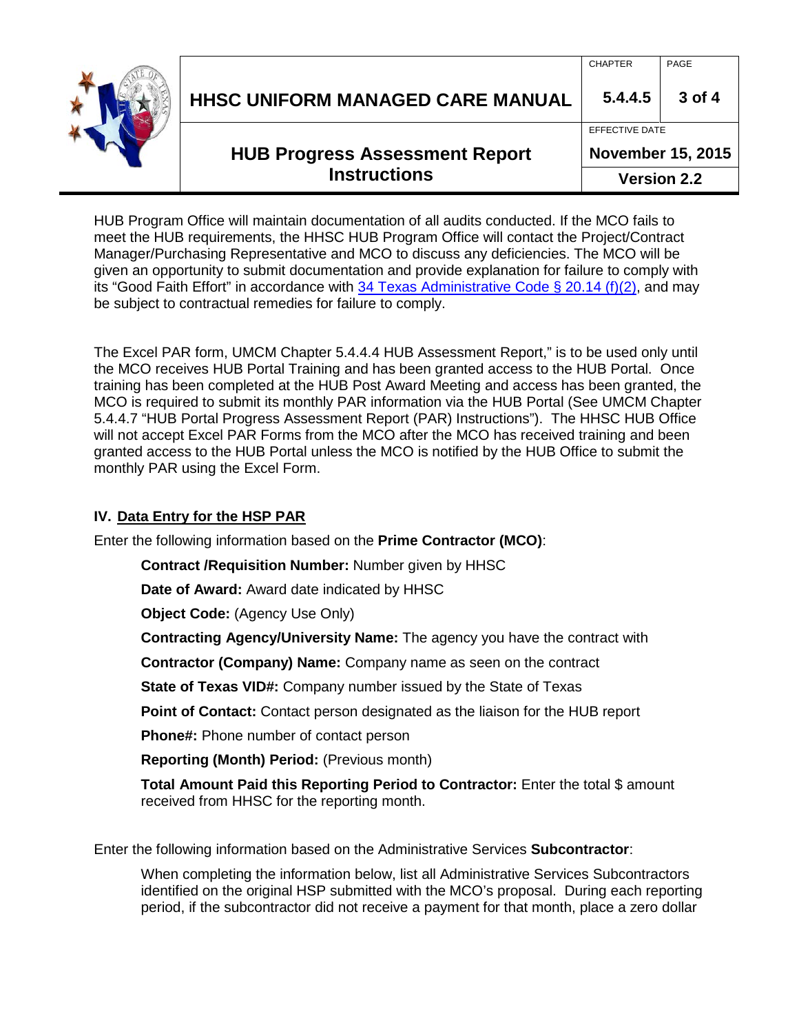HUB Program Office will maintain documentation of all audits conducted. If the MCO fails to meet the HUB requirements, the HHSC HUB Program Office will contact the Project/Contract Manager/Purchasing Representative and MCO to discuss any deficiencies. The MCO will be given an opportunity to submit documentation and provide explanation for failure to comply with its "Good Faith Effort" in accordance with [34 Texas Administrative Code § 20.14 (f)(2)](), and may be subject to contractual remedies for failure to comply.

The Excel PAR form, UMCM Chapter 5.4.4.4 HUB Assessment Report," is to be used only until the MCO receives HUB Portal Training and has been granted access to the HUB Portal. Once training has been completed at the HUB Post Award Meeting and access has been granted, the MCO is required to submit its monthly PAR information via the HUB Portal (See UMCM Chapter 5.4.4.7 "HUB Portal Progress Assessment Report (PAR) Instructions"). The HHSC HUB Office will not accept Excel PAR Forms from the MCO after the MCO has received training and been granted access to the HUB Portal unless the MCO is notified by the HUB Office to submit the monthly PAR using the Excel Form.

## IV. Data Entry for the HSP PAR

Enter the following information based on the **Prime Contractor (MCO)**:

**Contract /Requisition Number:** Number given by HHSC

**Date of Award:** Award date indicated by HHSC

**Object Code:** (Agency Use Only)

**Contracting Agency/University Name:** The agency you have the contract with

**Contractor (Company) Name:** Company name as seen on the contract

**State of Texas VID#:** Company number issued by the State of Texas

**Point of Contact:** Contact person designated as the liaison for the HUB report

**Phone#:** Phone number of contact person

**Reporting (Month) Period:** (Previous month)

**Total Amount Paid this Reporting Period to Contractor:** Enter the total $ amount received from HHSC for the reporting month.

Enter the following information based on the Administrative Services **Subcontractor**:

When completing the information below, list all Administrative Services Subcontractors identified on the original HSP submitted with the MCO's proposal. During each reporting period, if the subcontractor did not receive a payment for that month, place a zero dollar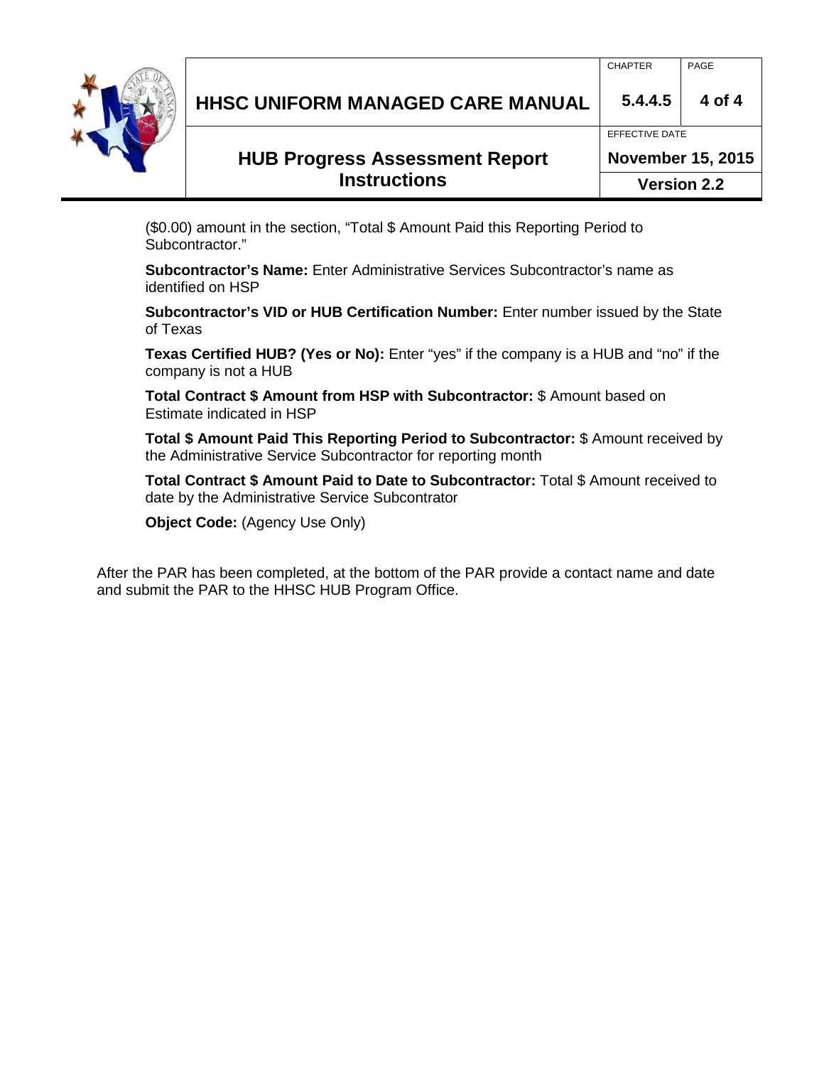($0.00) amount in the section, “Total $ Amount Paid this Reporting Period to Subcontractor.”

**Subcontractor’s Name:** Enter Administrative Services Subcontractor’s name as identified on HSP

**Subcontractor’s VID or HUB Certification Number:** Enter number issued by the State of Texas

**Texas Certified HUB? (Yes or No):** Enter “yes” if the company is a HUB and “no” if the company is not a HUB

**Total Contract $ Amount from HSP with Subcontractor:** $ Amount based on Estimate indicated in HSP

**Total $ Amount Paid This Reporting Period to Subcontractor:** $ Amount received by the Administrative Service Subcontractor for reporting month

**Total Contract $ Amount Paid to Date to Subcontractor:** Total $ Amount received to date by the Administrative Service Subcontrator

**Object Code:** (Agency Use Only)

After the PAR has been completed, at the bottom of the PAR provide a contact name and date and submit the PAR to the HHSC HUB Program Office.